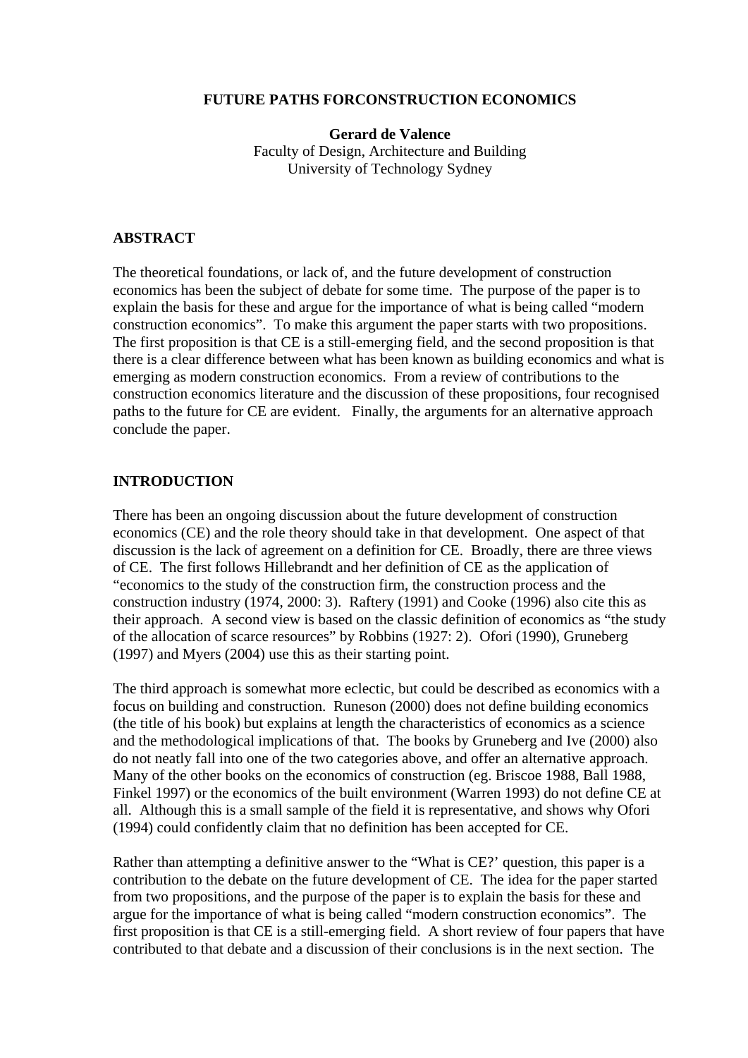# FUTURE PATHS FORCONSTRUCTION ECONOMICS

**Gerard de Valence**
Faculty of Design, Architecture and Building
University of Technology Sydney

## ABSTRACT

The theoretical foundations, or lack of, and the future development of construction economics has been the subject of debate for some time. The purpose of the paper is to explain the basis for these and argue for the importance of what is being called "modern construction economics". To make this argument the paper starts with two propositions. The first proposition is that CE is a still-emerging field, and the second proposition is that there is a clear difference between what has been known as building economics and what is emerging as modern construction economics. From a review of contributions to the construction economics literature and the discussion of these propositions, four recognised paths to the future for CE are evident. Finally, the arguments for an alternative approach conclude the paper.

## INTRODUCTION

There has been an ongoing discussion about the future development of construction economics (CE) and the role theory should take in that development. One aspect of that discussion is the lack of agreement on a definition for CE. Broadly, there are three views of CE. The first follows Hillebrandt and her definition of CE as the application of "economics to the study of the construction firm, the construction process and the construction industry (1974, 2000: 3). Raftery (1991) and Cooke (1996) also cite this as their approach. A second view is based on the classic definition of economics as "the study of the allocation of scarce resources" by Robbins (1927: 2). Ofori (1990), Gruneberg (1997) and Myers (2004) use this as their starting point.

The third approach is somewhat more eclectic, but could be described as economics with a focus on building and construction. Runeson (2000) does not define building economics (the title of his book) but explains at length the characteristics of economics as a science and the methodological implications of that. The books by Gruneberg and Ive (2000) also do not neatly fall into one of the two categories above, and offer an alternative approach. Many of the other books on the economics of construction (eg. Briscoe 1988, Ball 1988, Finkel 1997) or the economics of the built environment (Warren 1993) do not define CE at all. Although this is a small sample of the field it is representative, and shows why Ofori (1994) could confidently claim that no definition has been accepted for CE.

Rather than attempting a definitive answer to the "What is CE?' question, this paper is a contribution to the debate on the future development of CE. The idea for the paper started from two propositions, and the purpose of the paper is to explain the basis for these and argue for the importance of what is being called "modern construction economics". The first proposition is that CE is a still-emerging field. A short review of four papers that have contributed to that debate and a discussion of their conclusions is in the next section. The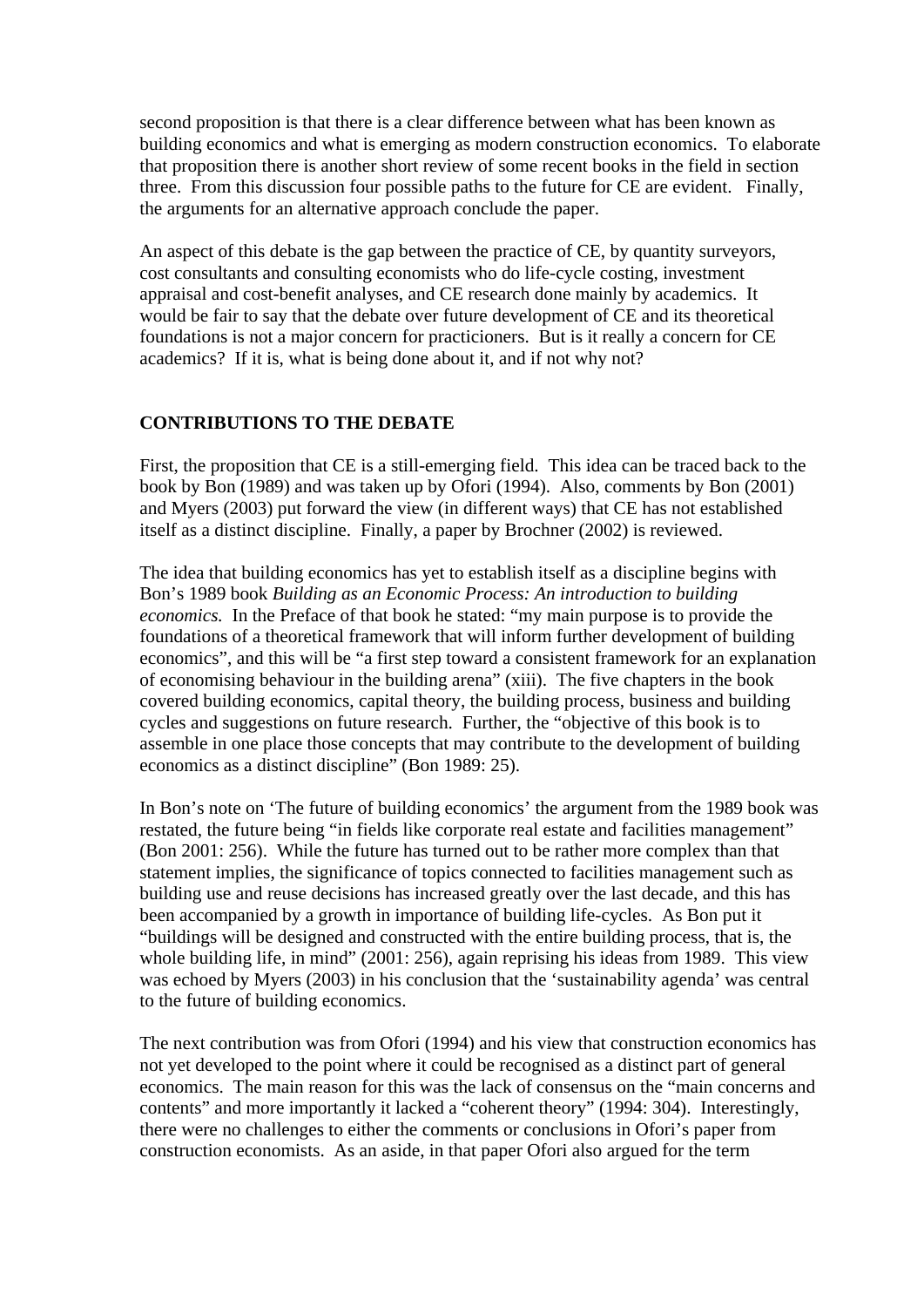second proposition is that there is a clear difference between what has been known as building economics and what is emerging as modern construction economics. To elaborate that proposition there is another short review of some recent books in the field in section three. From this discussion four possible paths to the future for CE are evident. Finally, the arguments for an alternative approach conclude the paper.

An aspect of this debate is the gap between the practice of CE, by quantity surveyors, cost consultants and consulting economists who do life-cycle costing, investment appraisal and cost-benefit analyses, and CE research done mainly by academics. It would be fair to say that the debate over future development of CE and its theoretical foundations is not a major concern for practicioners. But is it really a concern for CE academics? If it is, what is being done about it, and if not why not?

## CONTRIBUTIONS TO THE DEBATE

First, the proposition that CE is a still-emerging field. This idea can be traced back to the book by Bon (1989) and was taken up by Ofori (1994). Also, comments by Bon (2001) and Myers (2003) put forward the view (in different ways) that CE has not established itself as a distinct discipline. Finally, a paper by Brochner (2002) is reviewed.

The idea that building economics has yet to establish itself as a discipline begins with Bon's 1989 book *Building as an Economic Process: An introduction to building economics.* In the Preface of that book he stated: "my main purpose is to provide the foundations of a theoretical framework that will inform further development of building economics", and this will be "a first step toward a consistent framework for an explanation of economising behaviour in the building arena" (xiii). The five chapters in the book covered building economics, capital theory, the building process, business and building cycles and suggestions on future research. Further, the "objective of this book is to assemble in one place those concepts that may contribute to the development of building economics as a distinct discipline" (Bon 1989: 25).

In Bon's note on 'The future of building economics' the argument from the 1989 book was restated, the future being "in fields like corporate real estate and facilities management" (Bon 2001: 256). While the future has turned out to be rather more complex than that statement implies, the significance of topics connected to facilities management such as building use and reuse decisions has increased greatly over the last decade, and this has been accompanied by a growth in importance of building life-cycles. As Bon put it "buildings will be designed and constructed with the entire building process, that is, the whole building life, in mind" (2001: 256), again reprising his ideas from 1989. This view was echoed by Myers (2003) in his conclusion that the 'sustainability agenda' was central to the future of building economics.

The next contribution was from Ofori (1994) and his view that construction economics has not yet developed to the point where it could be recognised as a distinct part of general economics. The main reason for this was the lack of consensus on the "main concerns and contents" and more importantly it lacked a "coherent theory" (1994: 304). Interestingly, there were no challenges to either the comments or conclusions in Ofori's paper from construction economists. As an aside, in that paper Ofori also argued for the term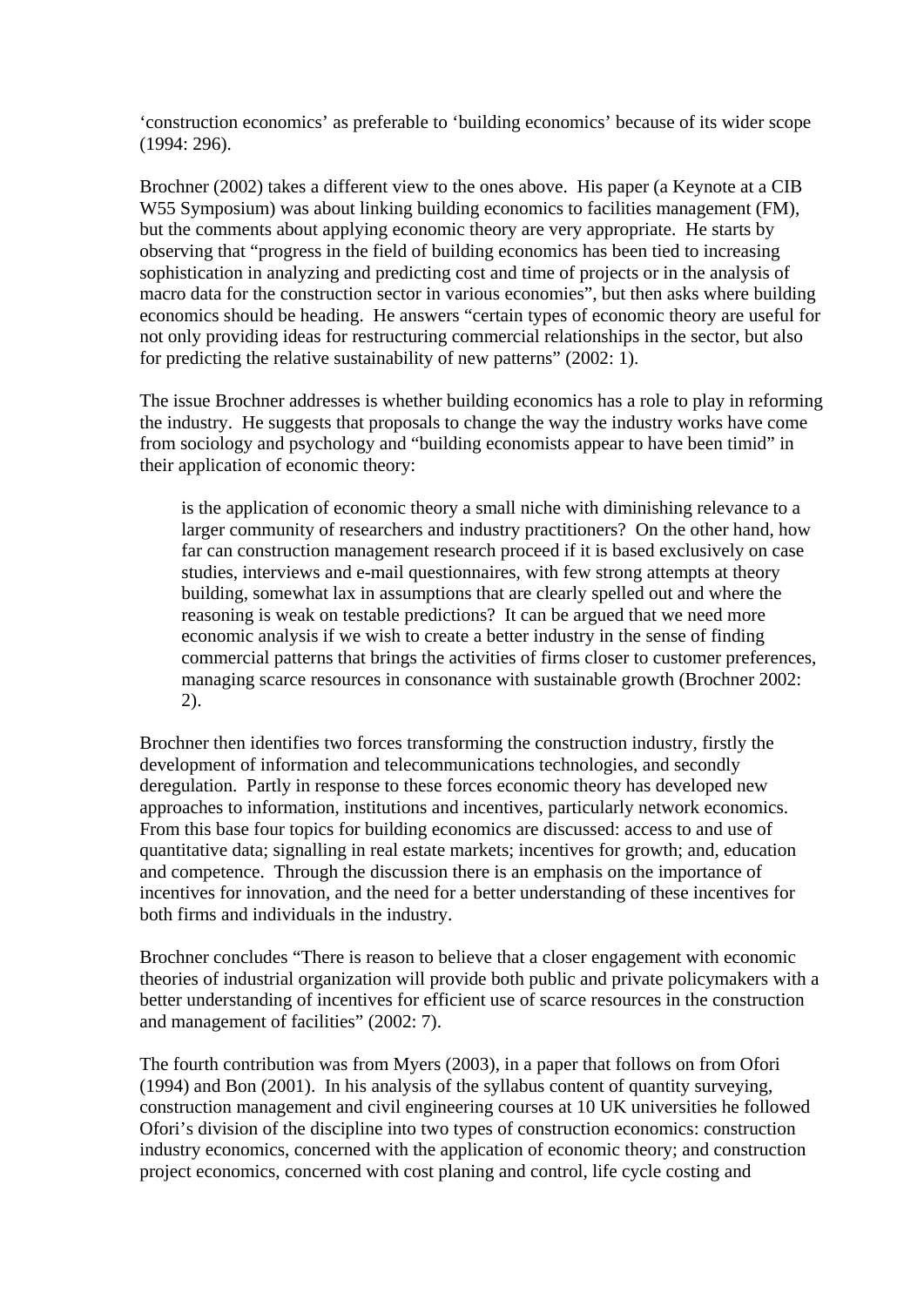‘construction economics’ as preferable to ‘building economics’ because of its wider scope (1994: 296).

Brochner (2002) takes a different view to the ones above. His paper (a Keynote at a CIB W55 Symposium) was about linking building economics to facilities management (FM), but the comments about applying economic theory are very appropriate. He starts by observing that “progress in the field of building economics has been tied to increasing sophistication in analyzing and predicting cost and time of projects or in the analysis of macro data for the construction sector in various economies”, but then asks where building economics should be heading. He answers “certain types of economic theory are useful for not only providing ideas for restructuring commercial relationships in the sector, but also for predicting the relative sustainability of new patterns” (2002: 1).

The issue Brochner addresses is whether building economics has a role to play in reforming the industry. He suggests that proposals to change the way the industry works have come from sociology and psychology and “building economists appear to have been timid” in their application of economic theory:

> is the application of economic theory a small niche with diminishing relevance to a larger community of researchers and industry practitioners? On the other hand, how far can construction management research proceed if it is based exclusively on case studies, interviews and e-mail questionnaires, with few strong attempts at theory building, somewhat lax in assumptions that are clearly spelled out and where the reasoning is weak on testable predictions? It can be argued that we need more economic analysis if we wish to create a better industry in the sense of finding commercial patterns that brings the activities of firms closer to customer preferences, managing scarce resources in consonance with sustainable growth (Brochner 2002: 2).

Brochner then identifies two forces transforming the construction industry, firstly the development of information and telecommunications technologies, and secondly deregulation. Partly in response to these forces economic theory has developed new approaches to information, institutions and incentives, particularly network economics. From this base four topics for building economics are discussed: access to and use of quantitative data; signalling in real estate markets; incentives for growth; and, education and competence. Through the discussion there is an emphasis on the importance of incentives for innovation, and the need for a better understanding of these incentives for both firms and individuals in the industry.

Brochner concludes “There is reason to believe that a closer engagement with economic theories of industrial organization will provide both public and private policymakers with a better understanding of incentives for efficient use of scarce resources in the construction and management of facilities” (2002: 7).

The fourth contribution was from Myers (2003), in a paper that follows on from Ofori (1994) and Bon (2001). In his analysis of the syllabus content of quantity surveying, construction management and civil engineering courses at 10 UK universities he followed Ofori’s division of the discipline into two types of construction economics: construction industry economics, concerned with the application of economic theory; and construction project economics, concerned with cost planing and control, life cycle costing and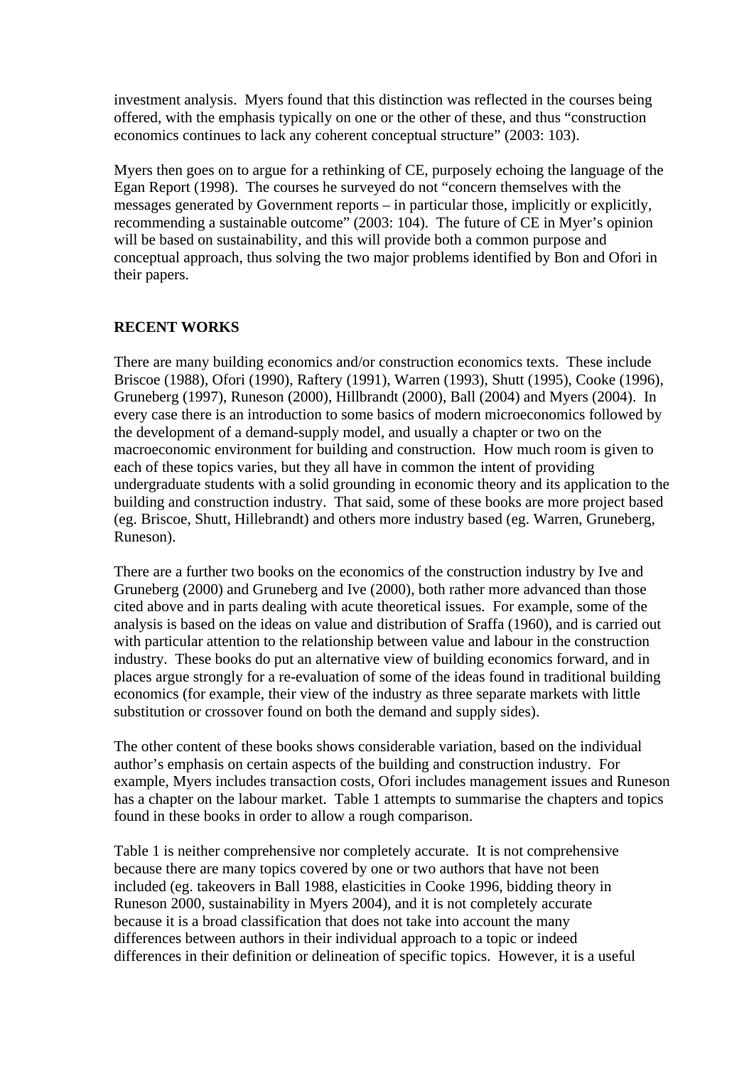investment analysis. Myers found that this distinction was reflected in the courses being offered, with the emphasis typically on one or the other of these, and thus "construction economics continues to lack any coherent conceptual structure" (2003: 103).

Myers then goes on to argue for a rethinking of CE, purposely echoing the language of the Egan Report (1998). The courses he surveyed do not "concern themselves with the messages generated by Government reports – in particular those, implicitly or explicitly, recommending a sustainable outcome" (2003: 104). The future of CE in Myer's opinion will be based on sustainability, and this will provide both a common purpose and conceptual approach, thus solving the two major problems identified by Bon and Ofori in their papers.

## RECENT WORKS

There are many building economics and/or construction economics texts. These include Briscoe (1988), Ofori (1990), Raftery (1991), Warren (1993), Shutt (1995), Cooke (1996), Gruneberg (1997), Runeson (2000), Hillbrandt (2000), Ball (2004) and Myers (2004). In every case there is an introduction to some basics of modern microeconomics followed by the development of a demand-supply model, and usually a chapter or two on the macroeconomic environment for building and construction. How much room is given to each of these topics varies, but they all have in common the intent of providing undergraduate students with a solid grounding in economic theory and its application to the building and construction industry. That said, some of these books are more project based (eg. Briscoe, Shutt, Hillebrandt) and others more industry based (eg. Warren, Gruneberg, Runeson).

There are a further two books on the economics of the construction industry by Ive and Gruneberg (2000) and Gruneberg and Ive (2000), both rather more advanced than those cited above and in parts dealing with acute theoretical issues. For example, some of the analysis is based on the ideas on value and distribution of Sraffa (1960), and is carried out with particular attention to the relationship between value and labour in the construction industry. These books do put an alternative view of building economics forward, and in places argue strongly for a re-evaluation of some of the ideas found in traditional building economics (for example, their view of the industry as three separate markets with little substitution or crossover found on both the demand and supply sides).

The other content of these books shows considerable variation, based on the individual author's emphasis on certain aspects of the building and construction industry. For example, Myers includes transaction costs, Ofori includes management issues and Runeson has a chapter on the labour market. Table 1 attempts to summarise the chapters and topics found in these books in order to allow a rough comparison.

Table 1 is neither comprehensive nor completely accurate. It is not comprehensive because there are many topics covered by one or two authors that have not been included (eg. takeovers in Ball 1988, elasticities in Cooke 1996, bidding theory in Runeson 2000, sustainability in Myers 2004), and it is not completely accurate because it is a broad classification that does not take into account the many differences between authors in their individual approach to a topic or indeed differences in their definition or delineation of specific topics. However, it is a useful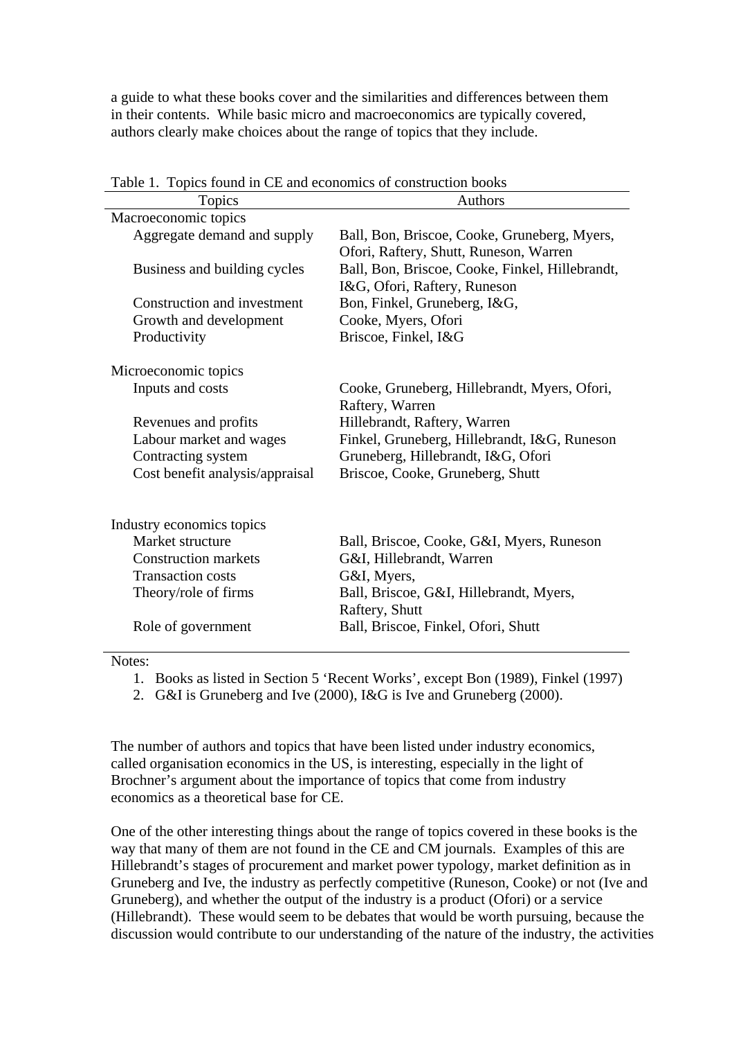a guide to what these books cover and the similarities and differences between them in their contents. While basic micro and macroeconomics are typically covered, authors clearly make choices about the range of topics that they include.

Table 1. Topics found in CE and economics of construction books

| Topics | Authors |
|---|---|
| Macroeconomic topics | |
| Aggregate demand and supply | Ball, Bon, Briscoe, Cooke, Gruneberg, Myers, Ofori, Raftery, Shutt, Runeson, Warren |
| Business and building cycles | Ball, Bon, Briscoe, Cooke, Finkel, Hillebrandt, I&G, Ofori, Raftery, Runeson |
| Construction and investment | Bon, Finkel, Gruneberg, I&G, |
| Growth and development | Cooke, Myers, Ofori |
| Productivity | Briscoe, Finkel, I&G |
| Microeconomic topics | |
| Inputs and costs | Cooke, Gruneberg, Hillebrandt, Myers, Ofori, Raftery, Warren |
| Revenues and profits | Hillebrandt, Raftery, Warren |
| Labour market and wages | Finkel, Gruneberg, Hillebrandt, I&G, Runeson |
| Contracting system | Gruneberg, Hillebrandt, I&G, Ofori |
| Cost benefit analysis/appraisal | Briscoe, Cooke, Gruneberg, Shutt |
| Industry economics topics | |
| Market structure | Ball, Briscoe, Cooke, G&I, Myers, Runeson |
| Construction markets | G&I, Hillebrandt, Warren |
| Transaction costs | G&I, Myers, |
| Theory/role of firms | Ball, Briscoe, G&I, Hillebrandt, Myers, Raftery, Shutt |
| Role of government | Ball, Briscoe, Finkel, Ofori, Shutt |

Notes:

1. Books as listed in Section 5 'Recent Works', except Bon (1989), Finkel (1997)
2. G&I is Gruneberg and Ive (2000), I&G is Ive and Gruneberg (2000).

The number of authors and topics that have been listed under industry economics, called organisation economics in the US, is interesting, especially in the light of Brochner's argument about the importance of topics that come from industry economics as a theoretical base for CE.

One of the other interesting things about the range of topics covered in these books is the way that many of them are not found in the CE and CM journals. Examples of this are Hillebrandt's stages of procurement and market power typology, market definition as in Gruneberg and Ive, the industry as perfectly competitive (Runeson, Cooke) or not (Ive and Gruneberg), and whether the output of the industry is a product (Ofori) or a service (Hillebrandt). These would seem to be debates that would be worth pursuing, because the discussion would contribute to our understanding of the nature of the industry, the activities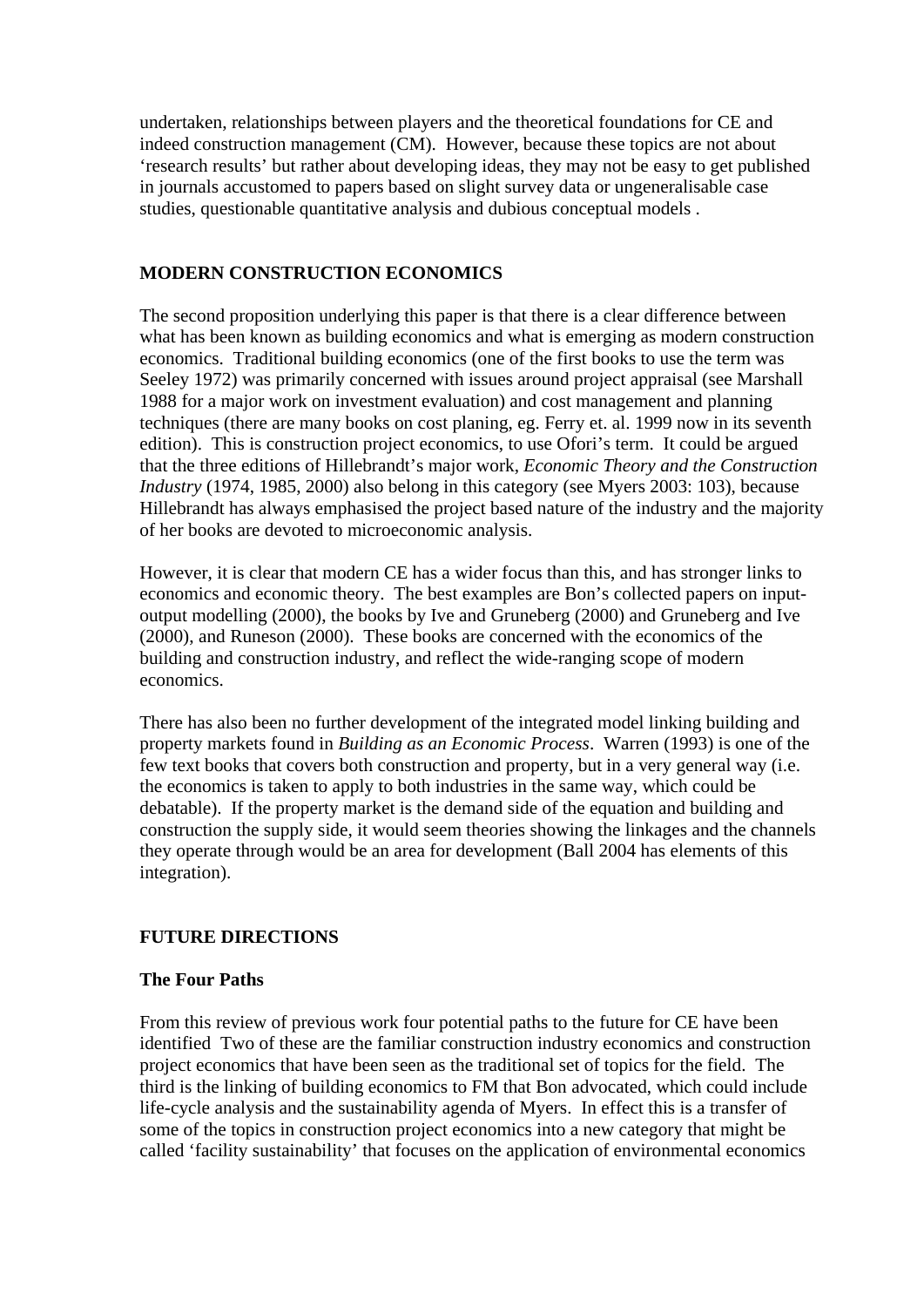undertaken, relationships between players and the theoretical foundations for CE and indeed construction management (CM). However, because these topics are not about 'research results' but rather about developing ideas, they may not be easy to get published in journals accustomed to papers based on slight survey data or ungeneralisable case studies, questionable quantitative analysis and dubious conceptual models .

## MODERN CONSTRUCTION ECONOMICS

The second proposition underlying this paper is that there is a clear difference between what has been known as building economics and what is emerging as modern construction economics. Traditional building economics (one of the first books to use the term was Seeley 1972) was primarily concerned with issues around project appraisal (see Marshall 1988 for a major work on investment evaluation) and cost management and planning techniques (there are many books on cost planing, eg. Ferry et. al. 1999 now in its seventh edition). This is construction project economics, to use Ofori's term. It could be argued that the three editions of Hillebrandt's major work, *Economic Theory and the Construction Industry* (1974, 1985, 2000) also belong in this category (see Myers 2003: 103), because Hillebrandt has always emphasised the project based nature of the industry and the majority of her books are devoted to microeconomic analysis.

However, it is clear that modern CE has a wider focus than this, and has stronger links to economics and economic theory. The best examples are Bon's collected papers on input-output modelling (2000), the books by Ive and Gruneberg (2000) and Gruneberg and Ive (2000), and Runeson (2000). These books are concerned with the economics of the building and construction industry, and reflect the wide-ranging scope of modern economics.

There has also been no further development of the integrated model linking building and property markets found in *Building as an Economic Process*. Warren (1993) is one of the few text books that covers both construction and property, but in a very general way (i.e. the economics is taken to apply to both industries in the same way, which could be debatable). If the property market is the demand side of the equation and building and construction the supply side, it would seem theories showing the linkages and the channels they operate through would be an area for development (Ball 2004 has elements of this integration).

## FUTURE DIRECTIONS

### The Four Paths

From this review of previous work four potential paths to the future for CE have been identified Two of these are the familiar construction industry economics and construction project economics that have been seen as the traditional set of topics for the field. The third is the linking of building economics to FM that Bon advocated, which could include life-cycle analysis and the sustainability agenda of Myers. In effect this is a transfer of some of the topics in construction project economics into a new category that might be called 'facility sustainability' that focuses on the application of environmental economics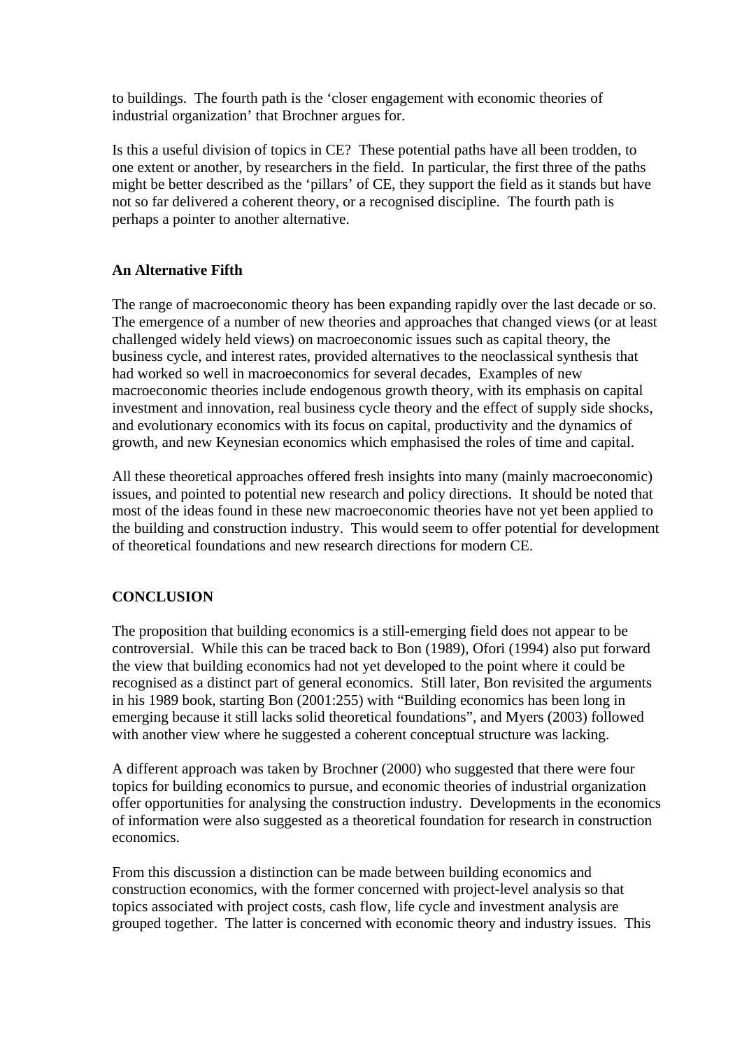to buildings. The fourth path is the 'closer engagement with economic theories of industrial organization' that Brochner argues for.

Is this a useful division of topics in CE? These potential paths have all been trodden, to one extent or another, by researchers in the field. In particular, the first three of the paths might be better described as the 'pillars' of CE, they support the field as it stands but have not so far delivered a coherent theory, or a recognised discipline. The fourth path is perhaps a pointer to another alternative.

### An Alternative Fifth

The range of macroeconomic theory has been expanding rapidly over the last decade or so. The emergence of a number of new theories and approaches that changed views (or at least challenged widely held views) on macroeconomic issues such as capital theory, the business cycle, and interest rates, provided alternatives to the neoclassical synthesis that had worked so well in macroeconomics for several decades, Examples of new macroeconomic theories include endogenous growth theory, with its emphasis on capital investment and innovation, real business cycle theory and the effect of supply side shocks, and evolutionary economics with its focus on capital, productivity and the dynamics of growth, and new Keynesian economics which emphasised the roles of time and capital.

All these theoretical approaches offered fresh insights into many (mainly macroeconomic) issues, and pointed to potential new research and policy directions. It should be noted that most of the ideas found in these new macroeconomic theories have not yet been applied to the building and construction industry. This would seem to offer potential for development of theoretical foundations and new research directions for modern CE.

## CONCLUSION

The proposition that building economics is a still-emerging field does not appear to be controversial. While this can be traced back to Bon (1989), Ofori (1994) also put forward the view that building economics had not yet developed to the point where it could be recognised as a distinct part of general economics. Still later, Bon revisited the arguments in his 1989 book, starting Bon (2001:255) with "Building economics has been long in emerging because it still lacks solid theoretical foundations", and Myers (2003) followed with another view where he suggested a coherent conceptual structure was lacking.

A different approach was taken by Brochner (2000) who suggested that there were four topics for building economics to pursue, and economic theories of industrial organization offer opportunities for analysing the construction industry. Developments in the economics of information were also suggested as a theoretical foundation for research in construction economics.

From this discussion a distinction can be made between building economics and construction economics, with the former concerned with project-level analysis so that topics associated with project costs, cash flow, life cycle and investment analysis are grouped together. The latter is concerned with economic theory and industry issues. This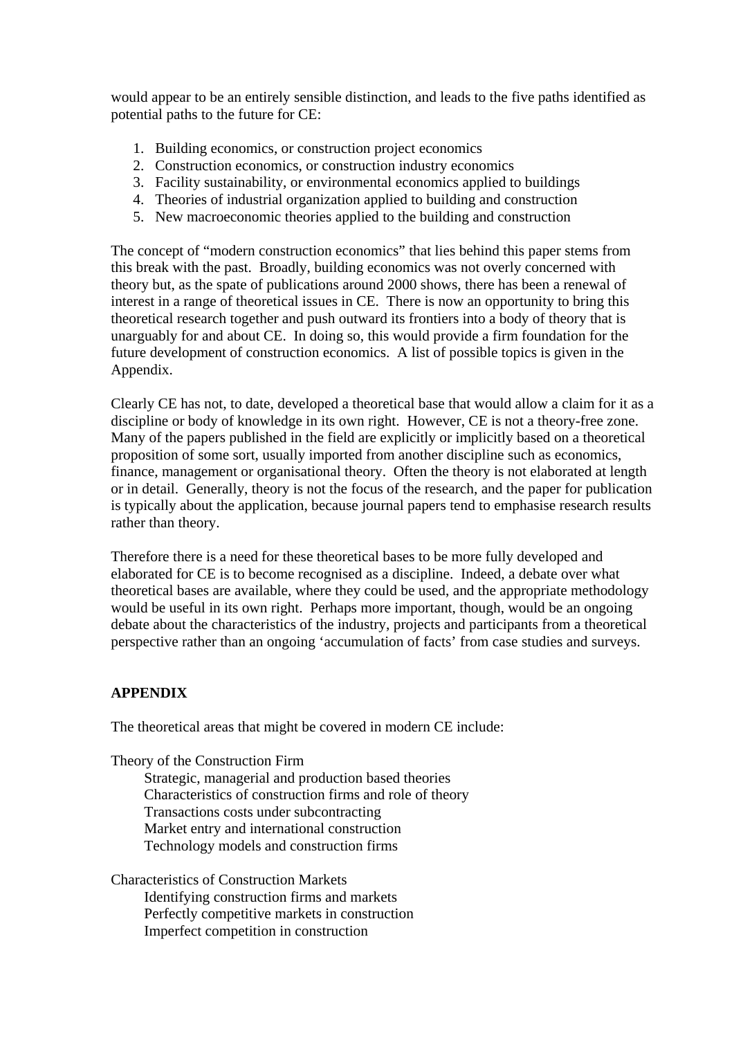would appear to be an entirely sensible distinction, and leads to the five paths identified as potential paths to the future for CE:

1. Building economics, or construction project economics
2. Construction economics, or construction industry economics
3. Facility sustainability, or environmental economics applied to buildings
4. Theories of industrial organization applied to building and construction
5. New macroeconomic theories applied to the building and construction

The concept of "modern construction economics" that lies behind this paper stems from this break with the past. Broadly, building economics was not overly concerned with theory but, as the spate of publications around 2000 shows, there has been a renewal of interest in a range of theoretical issues in CE. There is now an opportunity to bring this theoretical research together and push outward its frontiers into a body of theory that is unarguably for and about CE. In doing so, this would provide a firm foundation for the future development of construction economics. A list of possible topics is given in the Appendix.

Clearly CE has not, to date, developed a theoretical base that would allow a claim for it as a discipline or body of knowledge in its own right. However, CE is not a theory-free zone. Many of the papers published in the field are explicitly or implicitly based on a theoretical proposition of some sort, usually imported from another discipline such as economics, finance, management or organisational theory. Often the theory is not elaborated at length or in detail. Generally, theory is not the focus of the research, and the paper for publication is typically about the application, because journal papers tend to emphasise research results rather than theory.

Therefore there is a need for these theoretical bases to be more fully developed and elaborated for CE is to become recognised as a discipline. Indeed, a debate over what theoretical bases are available, where they could be used, and the appropriate methodology would be useful in its own right. Perhaps more important, though, would be an ongoing debate about the characteristics of the industry, projects and participants from a theoretical perspective rather than an ongoing 'accumulation of facts' from case studies and surveys.

## APPENDIX

The theoretical areas that might be covered in modern CE include:

Theory of the Construction Firm

- Strategic, managerial and production based theories
- Characteristics of construction firms and role of theory
- Transactions costs under subcontracting
- Market entry and international construction
- Technology models and construction firms

Characteristics of Construction Markets

- Identifying construction firms and markets
- Perfectly competitive markets in construction
- Imperfect competition in construction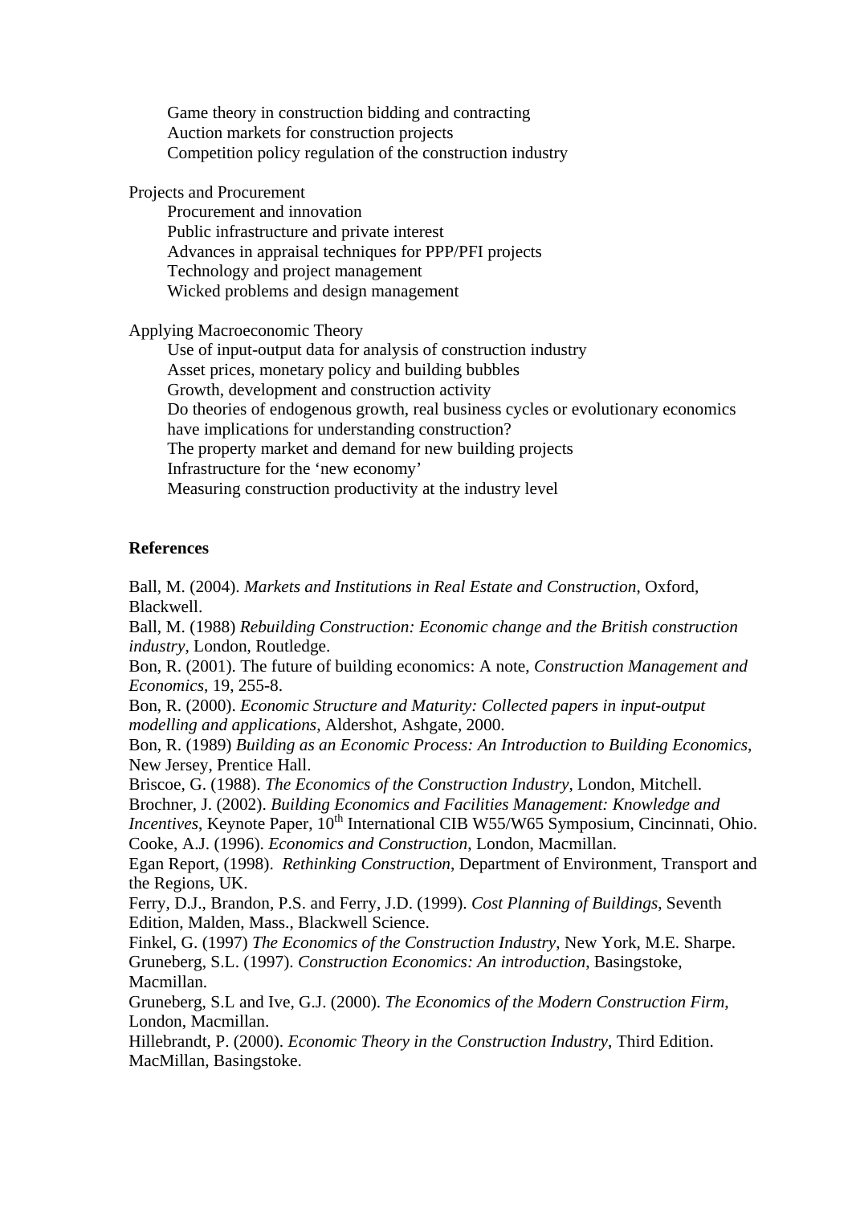- Game theory in construction bidding and contracting
- Auction markets for construction projects
- Competition policy regulation of the construction industry

Projects and Procurement

- Procurement and innovation
- Public infrastructure and private interest
- Advances in appraisal techniques for PPP/PFI projects
- Technology and project management
- Wicked problems and design management

Applying Macroeconomic Theory

- Use of input-output data for analysis of construction industry
- Asset prices, monetary policy and building bubbles
- Growth, development and construction activity
- Do theories of endogenous growth, real business cycles or evolutionary economics have implications for understanding construction?
- The property market and demand for new building projects
- Infrastructure for the 'new economy'
- Measuring construction productivity at the industry level

**References**

Ball, M. (2004). *Markets and Institutions in Real Estate and Construction*, Oxford, Blackwell.

Ball, M. (1988) *Rebuilding Construction: Economic change and the British construction industry*, London, Routledge.

Bon, R. (2001). The future of building economics: A note, *Construction Management and Economics*, 19, 255-8.

Bon, R. (2000). *Economic Structure and Maturity: Collected papers in input-output modelling and applications*, Aldershot, Ashgate, 2000.

Bon, R. (1989) *Building as an Economic Process: An Introduction to Building Economics*, New Jersey, Prentice Hall.

Briscoe, G. (1988). *The Economics of the Construction Industry*, London, Mitchell.

Brochner, J. (2002). *Building Economics and Facilities Management: Knowledge and Incentives*, Keynote Paper, 10th International CIB W55/W65 Symposium, Cincinnati, Ohio.

Cooke, A.J. (1996). *Economics and Construction*, London, Macmillan.

Egan Report, (1998). *Rethinking Construction*, Department of Environment, Transport and the Regions, UK.

Ferry, D.J., Brandon, P.S. and Ferry, J.D. (1999). *Cost Planning of Buildings*, Seventh Edition, Malden, Mass., Blackwell Science.

Finkel, G. (1997) *The Economics of the Construction Industry*, New York, M.E. Sharpe.

Gruneberg, S.L. (1997). *Construction Economics: An introduction*, Basingstoke, Macmillan.

Gruneberg, S.L and Ive, G.J. (2000). *The Economics of the Modern Construction Firm*, London, Macmillan.

Hillebrandt, P. (2000). *Economic Theory in the Construction Industry*, Third Edition. MacMillan, Basingstoke.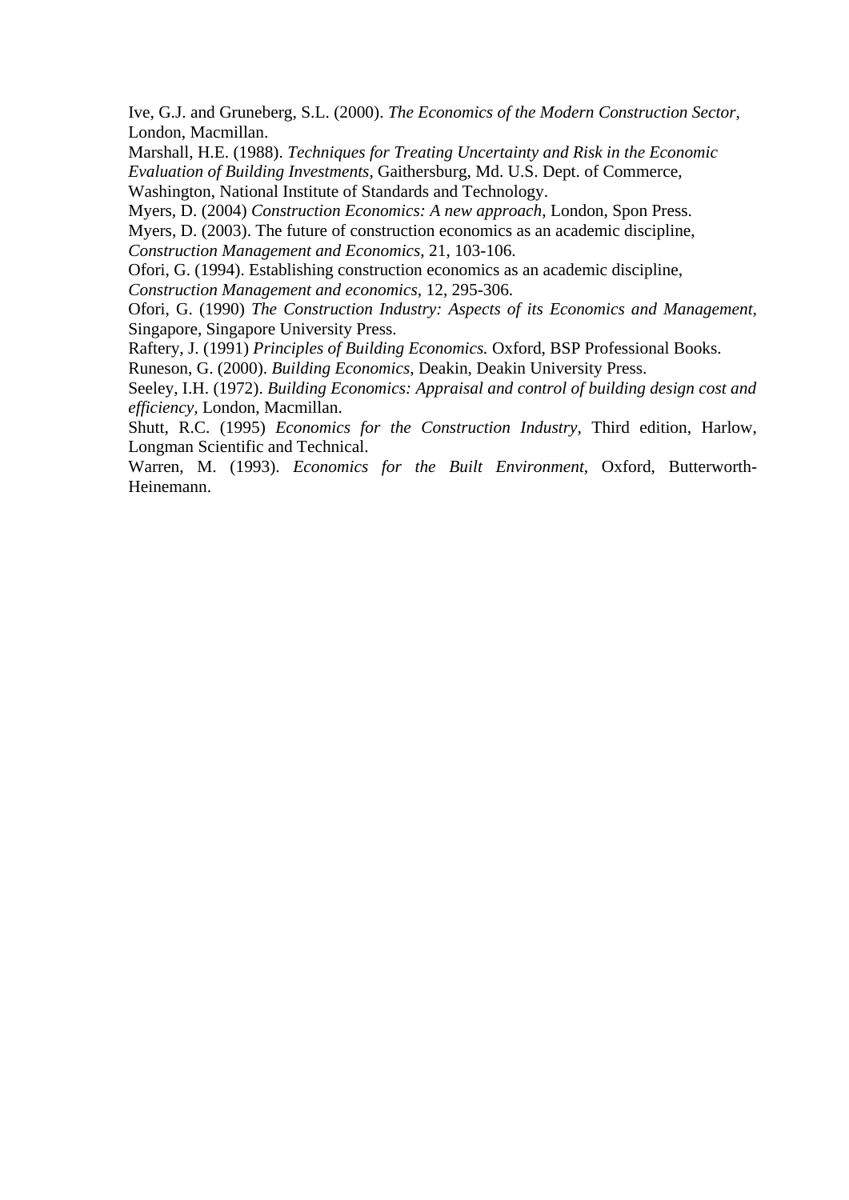Ive, G.J. and Gruneberg, S.L. (2000). *The Economics of the Modern Construction Sector*, London, Macmillan.

Marshall, H.E. (1988). *Techniques for Treating Uncertainty and Risk in the Economic Evaluation of Building Investments*, Gaithersburg, Md. U.S. Dept. of Commerce, Washington, National Institute of Standards and Technology.

Myers, D. (2004) *Construction Economics: A new approach*, London, Spon Press.

Myers, D. (2003). The future of construction economics as an academic discipline, *Construction Management and Economics*, 21, 103-106.

Ofori, G. (1994). Establishing construction economics as an academic discipline, *Construction Management and economics*, 12, 295-306.

Ofori, G. (1990) *The Construction Industry: Aspects of its Economics and Management,* Singapore, Singapore University Press.

Raftery, J. (1991) *Principles of Building Economics.* Oxford, BSP Professional Books.

Runeson, G. (2000). *Building Economics*, Deakin, Deakin University Press.

Seeley, I.H. (1972). *Building Economics: Appraisal and control of building design cost and efficiency*, London, Macmillan.

Shutt, R.C. (1995) *Economics for the Construction Industry*, Third edition, Harlow, Longman Scientific and Technical.

Warren, M. (1993). *Economics for the Built Environment*, Oxford, Butterworth-Heinemann.